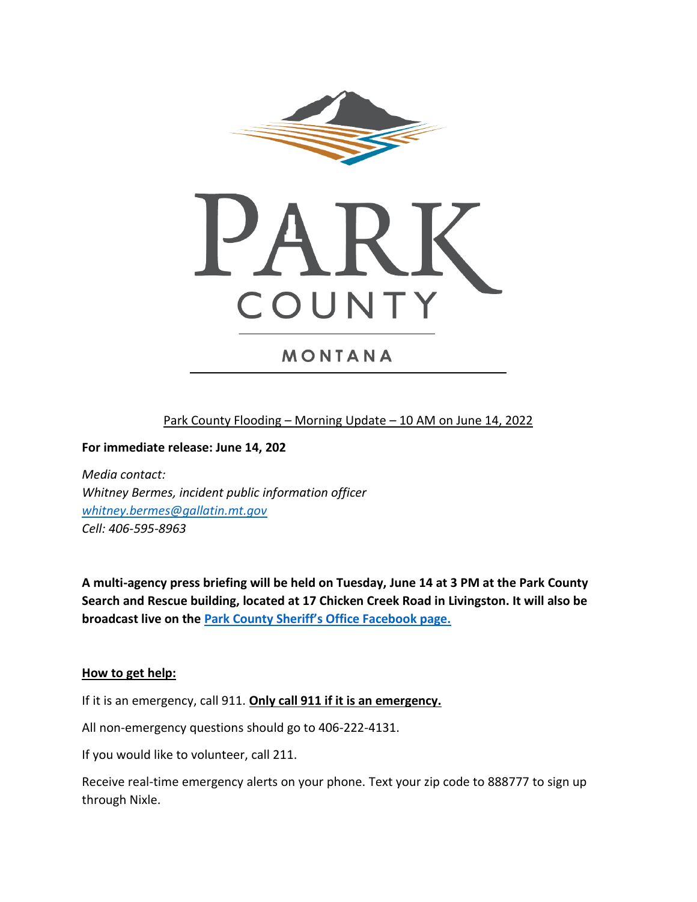# PARK COUNTY

MONTANA

Park County Flooding – Morning Update – 10 AM on June 14, 2022

**For immediate release: June 14, 202**

*Media contact:*
*Whitney Bermes, incident public information officer*
*[whitney.bermes@gallatin.mt.gov](mailto:whitney.bermes@gallatin.mt.gov)*
*Cell: 406-595-8963*

**A multi-agency press briefing will be held on Tuesday, June 14 at 3 PM at the Park County Search and Rescue building, located at 17 Chicken Creek Road in Livingston. It will also be broadcast live on the Park County Sheriff's Office Facebook page.**

**How to get help:**

If it is an emergency, call 911. **Only call 911 if it is an emergency.**

All non-emergency questions should go to 406-222-4131.

If you would like to volunteer, call 211.

Receive real-time emergency alerts on your phone. Text your zip code to 888777 to sign up through Nixle.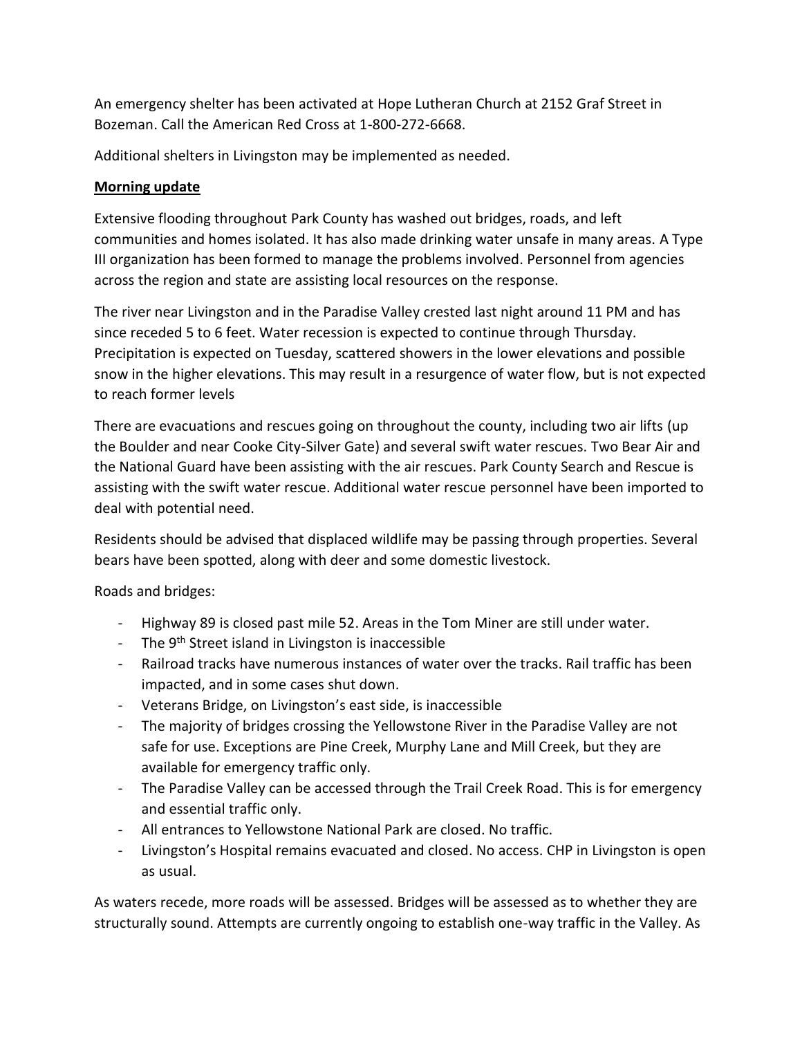An emergency shelter has been activated at Hope Lutheran Church at 2152 Graf Street in Bozeman. Call the American Red Cross at 1-800-272-6668.

Additional shelters in Livingston may be implemented as needed.

**Morning update**

Extensive flooding throughout Park County has washed out bridges, roads, and left communities and homes isolated. It has also made drinking water unsafe in many areas. A Type III organization has been formed to manage the problems involved. Personnel from agencies across the region and state are assisting local resources on the response.

The river near Livingston and in the Paradise Valley crested last night around 11 PM and has since receded 5 to 6 feet. Water recession is expected to continue through Thursday. Precipitation is expected on Tuesday, scattered showers in the lower elevations and possible snow in the higher elevations. This may result in a resurgence of water flow, but is not expected to reach former levels

There are evacuations and rescues going on throughout the county, including two air lifts (up the Boulder and near Cooke City-Silver Gate) and several swift water rescues. Two Bear Air and the National Guard have been assisting with the air rescues. Park County Search and Rescue is assisting with the swift water rescue. Additional water rescue personnel have been imported to deal with potential need.

Residents should be advised that displaced wildlife may be passing through properties. Several bears have been spotted, along with deer and some domestic livestock.

Roads and bridges:

- Highway 89 is closed past mile 52. Areas in the Tom Miner are still under water.
- The 9th Street island in Livingston is inaccessible
- Railroad tracks have numerous instances of water over the tracks. Rail traffic has been impacted, and in some cases shut down.
- Veterans Bridge, on Livingston's east side, is inaccessible
- The majority of bridges crossing the Yellowstone River in the Paradise Valley are not safe for use. Exceptions are Pine Creek, Murphy Lane and Mill Creek, but they are available for emergency traffic only.
- The Paradise Valley can be accessed through the Trail Creek Road. This is for emergency and essential traffic only.
- All entrances to Yellowstone National Park are closed. No traffic.
- Livingston's Hospital remains evacuated and closed. No access. CHP in Livingston is open as usual.

As waters recede, more roads will be assessed. Bridges will be assessed as to whether they are structurally sound. Attempts are currently ongoing to establish one-way traffic in the Valley. As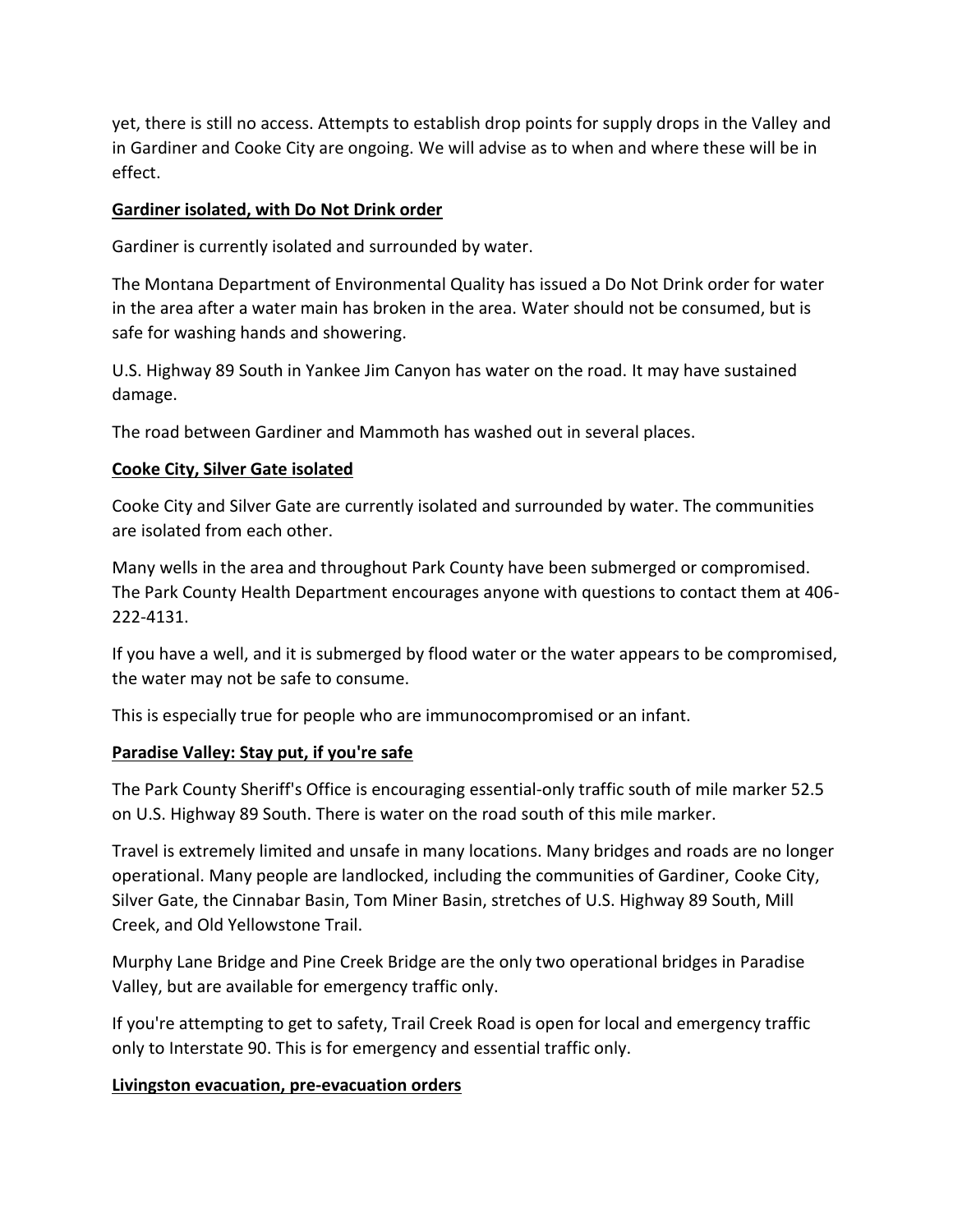yet, there is still no access. Attempts to establish drop points for supply drops in the Valley and in Gardiner and Cooke City are ongoing. We will advise as to when and where these will be in effect.

**Gardiner isolated, with Do Not Drink order**

Gardiner is currently isolated and surrounded by water.

The Montana Department of Environmental Quality has issued a Do Not Drink order for water in the area after a water main has broken in the area. Water should not be consumed, but is safe for washing hands and showering.

U.S. Highway 89 South in Yankee Jim Canyon has water on the road. It may have sustained damage.

The road between Gardiner and Mammoth has washed out in several places.

**Cooke City, Silver Gate isolated**

Cooke City and Silver Gate are currently isolated and surrounded by water. The communities are isolated from each other.

Many wells in the area and throughout Park County have been submerged or compromised. The Park County Health Department encourages anyone with questions to contact them at 406-222-4131.

If you have a well, and it is submerged by flood water or the water appears to be compromised, the water may not be safe to consume.

This is especially true for people who are immunocompromised or an infant.

**Paradise Valley: Stay put, if you're safe**

The Park County Sheriff's Office is encouraging essential-only traffic south of mile marker 52.5 on U.S. Highway 89 South. There is water on the road south of this mile marker.

Travel is extremely limited and unsafe in many locations. Many bridges and roads are no longer operational. Many people are landlocked, including the communities of Gardiner, Cooke City, Silver Gate, the Cinnabar Basin, Tom Miner Basin, stretches of U.S. Highway 89 South, Mill Creek, and Old Yellowstone Trail.

Murphy Lane Bridge and Pine Creek Bridge are the only two operational bridges in Paradise Valley, but are available for emergency traffic only.

If you're attempting to get to safety, Trail Creek Road is open for local and emergency traffic only to Interstate 90. This is for emergency and essential traffic only.

**Livingston evacuation, pre-evacuation orders**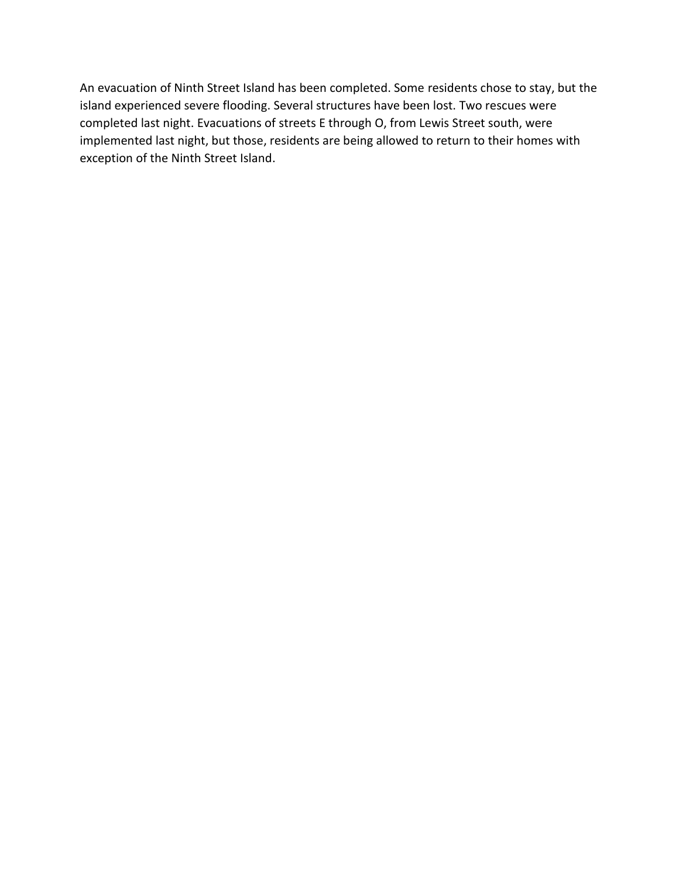An evacuation of Ninth Street Island has been completed. Some residents chose to stay, but the island experienced severe flooding. Several structures have been lost. Two rescues were completed last night. Evacuations of streets E through O, from Lewis Street south, were implemented last night, but those, residents are being allowed to return to their homes with exception of the Ninth Street Island.